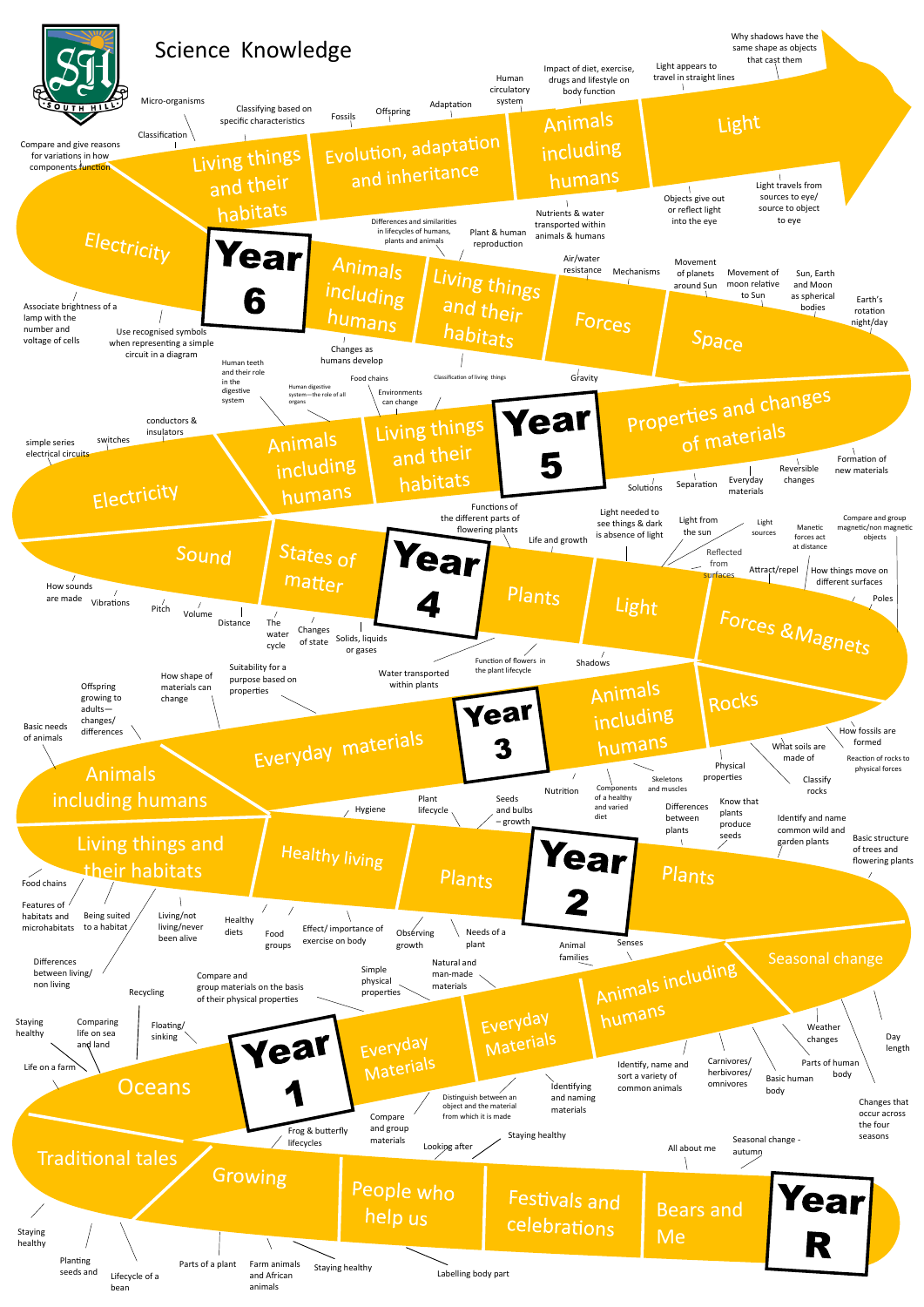# Science Knowledge

SOUTH HILL

## Year R

**Bears and Me**
- All about me
- Labelling body part

**Festivals and celebrations**
- Staying healthy

**People who help us**
- Looking after

**Growing**
- Parts of a plant
- Farm animals and African animals
- Staying healthy

**Traditional tales**
- Staying healthy
- Planting seeds and water
- Lifecycle of a bean

**Seasonal change**
- Seasonal change - autumn

## Year 1

**Seasonal change**
- Weather changes
- Day length
- Changes that occur across the four seasons

**Animals including humans**
- Identify, name and sort a variety of common animals
- Carnivores/ herbivores/ omnivores
- Basic human body
- Parts of human body

**Everyday Materials**
- Identifying and naming materials
- Distinguish between an object and the material from which it is made
- Compare and group materials
- Simple physical properties

**Oceans**
- Staying healthy
- Comparing life on sea and land
- Life on a farm
- Floating/ sinking
- Recycling
- Frog & butterfly lifecycles

## Year 2

**Plants**
- Basic structure of trees and flowering plants
- Identify and name common wild and garden plants
- Know that plants produce seeds
- Differences between plants

**Plants**
- Seeds and bulbs – growth
- Plant lifecycle
- Needs of a plant
- Observing growth

**Healthy living**
- Hygiene
- Effect/ importance of exercise on body
- Food groups
- Healthy diets

**Living things and their habitats**
- Food chains
- Features of habitats and microhabitats
- Being suited to a habitat
- Living/not living/never been alive
- Differences between living/ non living

**Everyday Materials**
- Natural and man-made materials
- Compare and group materials on the basis of their physical properties

**Animals including humans**
- Animal families
- Senses

## Year 3

**Animals including humans**
- Basic needs of animals
- Offspring growing to adults—changes/ differences

**Everyday materials**
- How shape of materials can change
- Suitability for a purpose based on properties

**Animals including humans**
- Nutrition
- Components of a healthy and varied diet
- Skeletons and muscles

**Rocks**
- Physical properties
- What soils are made of
- Classify rocks
- How fossils are formed
- Reaction of rocks to physical forces

## Year 4

**Plants**
- Functions of the different parts of flowering plants
- Life and growth
- Water transported within plants
- Function of flowers in the plant lifecycle

**Light**
- Light needed to see things & dark is absence of light
- Light from the sun
- Reflected from surfaces
- Shadows

**Forces & Magnets**
- Light sources
- Manetic forces act at distance
- Attract/repel
- Compare and group magnetic/non magnetic objects
- How things move on different surfaces
- Poles

**States of matter**
- The water cycle
- Changes of state
- Solids, liquids or gases

**Sound**
- How sounds are made
- Vibrations
- Pitch
- Volume
- Distance

**Electricity**
- simple series electrical circuits
- switches
- conductors & insulators

**Animals including humans**
- Human teeth and their role in the digestive system
- Human digestive system—the role of all organs
- Food chains

**Living things and their habitats**
- Environments can change
- Classification of living things

## Year 5

**Properties and changes of materials**
- Solutions
- Separation
- Everyday materials
- Reversible changes
- Formation of new materials

**Space**
- Movement of planets around Sun
- Movement of moon relative to Sun
- Sun, Earth and Moon as spherical bodies
- Earth's rotation night/day

**Forces**
- Gravity
- Air/water resistance
- Mechanisms

**Living things and their habitats**
- Differences and similarities in lifecycles of humans, plants and animals
- Plant & human reproduction

**Animals including humans**
- Changes as humans develop

## Year 6

**Electricity**
- Associate brightness of a lamp with the number and voltage of cells
- Use recognised symbols when representing a simple circuit in a diagram
- Compare and give reasons for variations in how components function

**Living things and their habitats**
- Classification
- Micro-organisms
- Classifying based on specific characteristics

**Evolution, adaptation and inheritance**
- Fossils
- Offspring
- Adaptation

**Animals including humans**
- Human circulatory system
- Impact of diet, exercise, drugs and lifestyle on body function
- Nutrients & water transported within animals & humans

**Light**
- Light appears to travel in straight lines
- Why shadows have the same shape as objects that cast them
- Objects give out or reflect light into the eye
- Light travels from sources to eye/ source to object to eye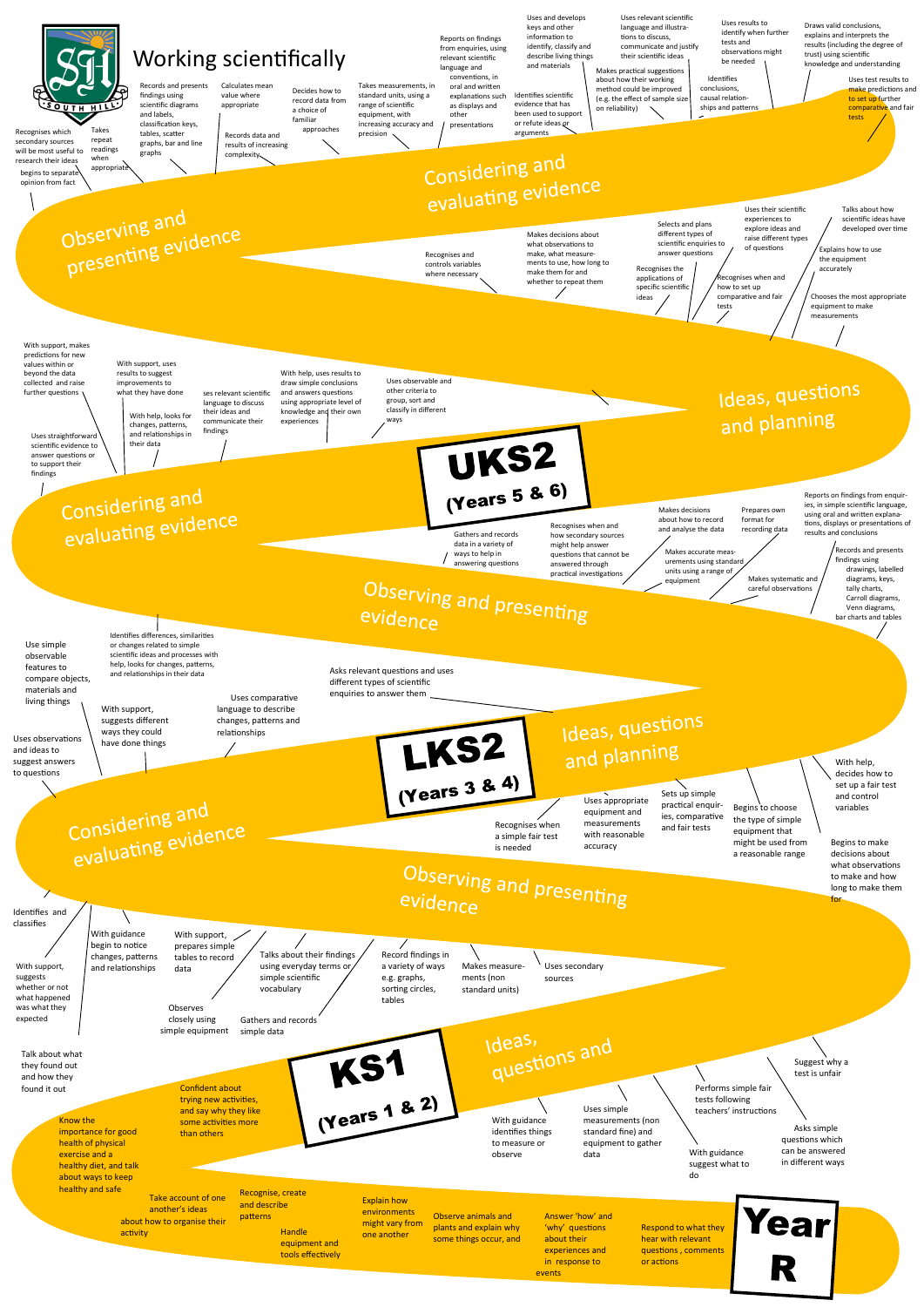# Working scientifically

SOUTH HILL

## UKS2 (Years 5 & 6)

### Observing and presenting evidence

- Recognises which secondary sources will be most useful to research their ideas
- begins to separate opinion from fact
- Takes repeat readings when appropriate
- Records and presents findings using scientific diagrams and labels, classification keys, tables, scatter graphs, bar and line graphs
- Calculates mean value where appropriate
- Records data and results of increasing complexity
- Decides how to record data from a choice of familiar approaches
- Takes measurements, in standard units, using a range of scientific equipment, with increasing accuracy and precision

### Considering and evaluating evidence

- Reports on findings from enquiries, using relevant scientific language and conventions, in oral and written explanations such as displays and other presentations
- Identifies scientific evidence that has been used to support or refute ideas or arguments
- Uses and develops keys and other information to identify, classify and describe living things and materials
- Makes practical suggestions about how their working method could be improved (e.g. the effect of sample size on reliability)
- Uses relevant scientific language and illustrations to discuss, communicate and justify their scientific ideas
- Identifies conclusions, causal relationships and patterns
- Uses results to identify when further tests and observations might be needed
- Draws valid conclusions, explains and interprets the results (including the degree of trust) using scientific knowledge and understanding
- Uses test results to make predictions and to set up further comparative and fair tests

### Ideas, questions and planning

- Recognises and controls variables where necessary
- Makes decisions about what observations to make, what measurements to use, how long to make them for and whether to repeat them
- Selects and plans different types of scientific enquiries to answer questions
- Recognises the applications of specific scientific ideas
- Uses their scientific experiences to explore ideas and raise different types of questions
- Recognises when and how to set up comparative and fair tests
- Talks about how scientific ideas have developed over time
- Explains how to use the equipment accurately
- Chooses the most appropriate equipment to make measurements

## LKS2 (Years 3 & 4)

### Considering and evaluating evidence

- With support, makes predictions for new values within or beyond the data collected and raise further questions
- Uses straightforward scientific evidence to answer questions or to support their findings
- With support, uses results to suggest improvements to what they have done
- With help, looks for changes, patterns, and relationships in their data
- ses relevant scientific language to discuss their ideas and communicate their findings
- With help, uses results to draw simple conclusions and answers questions using appropriate level of knowledge and their own experiences
- Uses observable and other criteria to group, sort and classify in different ways

### Observing and presenting evidence

- Gathers and records data in a variety of ways to help in answering questions
- Recognises when and how secondary sources might help answer questions that cannot be answered through practical investigations
- Makes decisions about how to record and analyse the data
- Prepares own format for recording data
- Makes accurate measurements using standard units using a range of equipment
- Makes systematic and careful observations
- Reports on findings from enquiries, in simple scientific language, using oral and written explanations, displays or presentations of results and conclusions
- Records and presents findings using drawings, labelled diagrams, keys, tally charts, Carroll diagrams, Venn diagrams, bar charts and tables

### Ideas, questions and planning

- Recognises when a simple fair test is needed
- Uses appropriate equipment and measurements with reasonable accuracy
- Sets up simple practical enquiries, comparative and fair tests
- Begins to choose the type of simple equipment that might be used from a reasonable range
- With help, decides how to set up a fair test and control variables
- Begins to make decisions about what observations to make and how long to make them for

## KS1 (Years 1 & 2)

### Considering and evaluating evidence

- Use simple observable features to compare objects, materials and living things
- Identifies differences, similarities or changes related to simple scientific ideas and processes with help, looks for changes, patterns, and relationships in their data
- Uses observations and ideas to suggest answers to questions
- With support, suggests different ways they could have done things
- Uses comparative language to describe changes, patterns and relationships
- Asks relevant questions and uses different types of scientific enquiries to answer them

### Observing and presenting evidence

- Identifies and classifies
- With support, suggests whether or not what happened was what they expected
- With guidance begin to notice changes, patterns and relationships
- With support, prepares simple tables to record data
- Observes closely using simple equipment
- Talks about their findings using everyday terms or simple scientific vocabulary
- Gathers and records simple data
- Record findings in a variety of ways e.g. graphs, sorting circles, tables
- Makes measurements (non standard units)
- Uses secondary sources

### Ideas, questions and planning

- With guidance identifies things to measure or observe
- Uses simple measurements (non standard fine) and equipment to gather data
- With guidance suggest what to do
- Performs simple fair tests following teachers' instructions
- Asks simple questions which can be answered in different ways
- Suggest why a test is unfair

## Year R

- Talk about what they found out and how they found it out
- Know the importance for good health of physical exercise and a healthy diet, and talk about ways to keep healthy and safe
- Confident about trying new activities, and say why they like some activities more than others
- Take account of one another's ideas about how to organise their activity
- Recognise, create and describe patterns
- Handle equipment and tools effectively
- Explain how environments might vary from one another
- Observe animals and plants and explain why some things occur, and
- Answer 'how' and 'why' questions about their experiences and in response to events
- Respond to what they hear with relevant questions, comments or actions